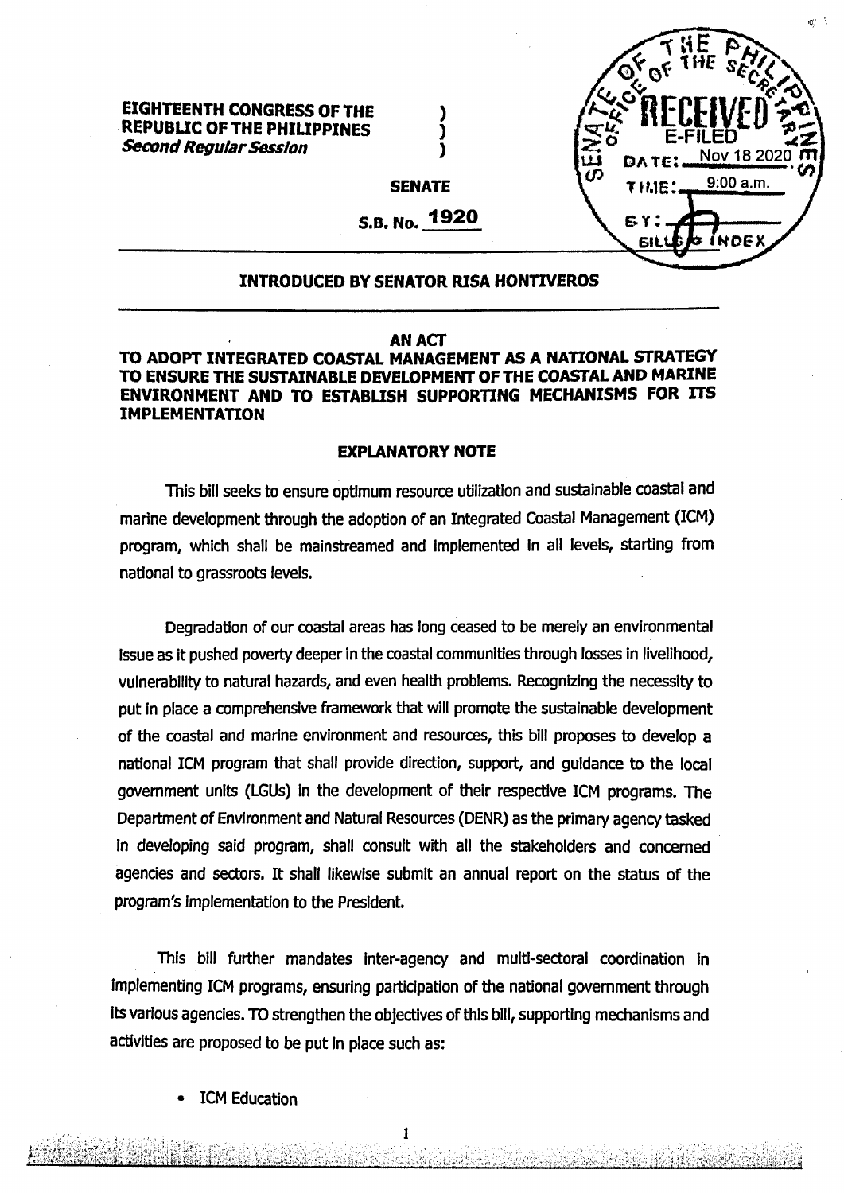**EIGHTEENTH CONGRESS OF THE REPUBLIC OF THE PHILIPPINES )**
***Second Regular Session*** **)**

SENATE OF THE PHILIPPINES
OFFICE OF THE SECRETARY
RECEIVED
E-FILED
DATE: Nov 18 2020
TIME: 9:00 a.m.
BY:
BILLS & INDEX

**SENATE**

**S.B. No. 1920**

**INTRODUCED BY SENATOR RISA HONTIVEROS**

**AN ACT**
**TO ADOPT INTEGRATED COASTAL MANAGEMENT AS A NATIONAL STRATEGY TO ENSURE THE SUSTAINABLE DEVELOPMENT OF THE COASTAL AND MARINE ENVIRONMENT AND TO ESTABLISH SUPPORTING MECHANISMS FOR ITS IMPLEMENTATION**

**EXPLANATORY NOTE**

This bill seeks to ensure optimum resource utilization and sustainable coastal and marine development through the adoption of an Integrated Coastal Management (ICM) program, which shall be mainstreamed and implemented in all levels, starting from national to grassroots levels.

Degradation of our coastal areas has long ceased to be merely an environmental issue as it pushed poverty deeper in the coastal communities through losses in livelihood, vulnerability to natural hazards, and even health problems. Recognizing the necessity to put in place a comprehensive framework that will promote the sustainable development of the coastal and marine environment and resources, this bill proposes to develop a national ICM program that shall provide direction, support, and guidance to the local government units (LGUs) in the development of their respective ICM programs. The Department of Environment and Natural Resources (DENR) as the primary agency tasked in developing said program, shall consult with all the stakeholders and concerned agencies and sectors. It shall likewise submit an annual report on the status of the program's implementation to the President.

This bill further mandates inter-agency and multi-sectoral coordination in implementing ICM programs, ensuring participation of the national government through its various agencies. TO strengthen the objectives of this bill, supporting mechanisms and activities are proposed to be put in place such as:

- ICM Education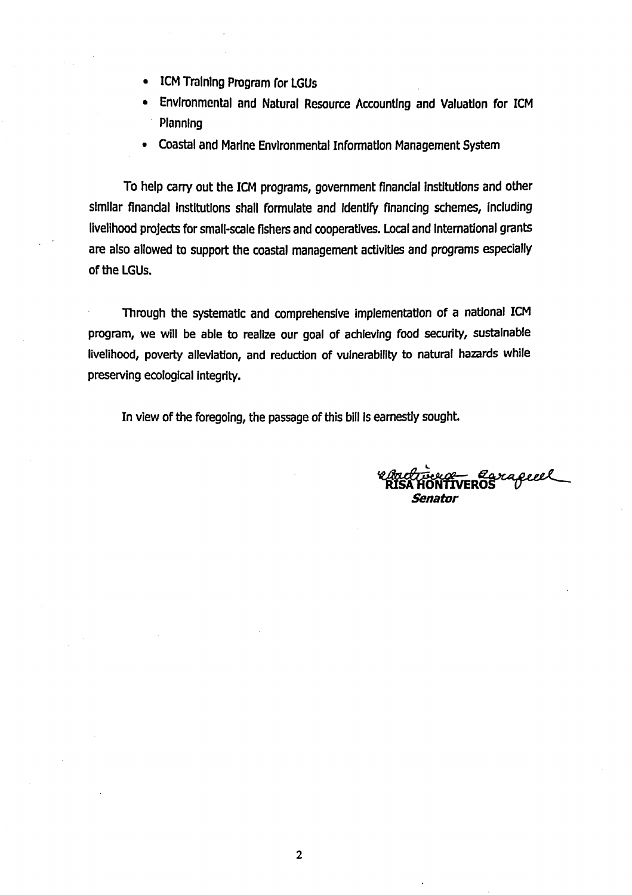- ICM Training Program for LGUs
- Environmental and Natural Resource Accounting and Valuation for ICM Planning
- Coastal and Marine Environmental Information Management System

To help carry out the ICM programs, government financial institutions and other similar financial institutions shall formulate and identify financing schemes, including livelihood projects for small-scale fishers and cooperatives. Local and international grants are also allowed to support the coastal management activities and programs especially of the LGUs.

Through the systematic and comprehensive implementation of a national ICM program, we will be able to realize our goal of achieving food security, sustainable livelihood, poverty alleviation, and reduction of vulnerability to natural hazards while preserving ecological integrity.

In view of the foregoing, the passage of this bill is earnestly sought.

**RISA HONTIVEROS**
***Senator***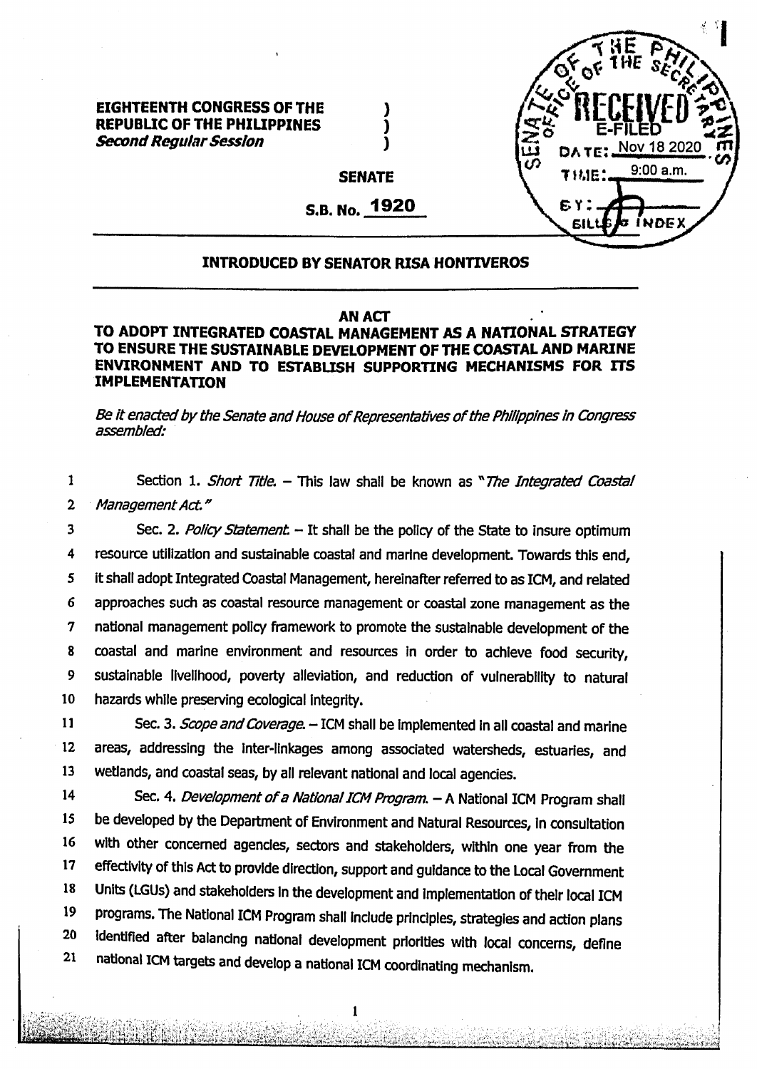**EIGHTEENTH CONGRESS OF THE REPUBLIC OF THE PHILIPPINES**
***Second Regular Session***

SENATE OF THE PHILIPPINES
OFFICE OF THE SECRETARY
RECEIVED
E-FILED
DATE: Nov 18 2020
TIME: 9:00 a.m.
BY:
BILLS & INDEX

**SENATE**

**S.B. No. 1920**

**INTRODUCED BY SENATOR RISA HONTIVEROS**

**AN ACT**
**TO ADOPT INTEGRATED COASTAL MANAGEMENT AS A NATIONAL STRATEGY TO ENSURE THE SUSTAINABLE DEVELOPMENT OF THE COASTAL AND MARINE ENVIRONMENT AND TO ESTABLISH SUPPORTING MECHANISMS FOR ITS IMPLEMENTATION**

*Be it enacted by the Senate and House of Representatives of the Philippines in Congress assembled:*

1 Section 1. *Short Title.* – This law shall be known as "*The Integrated Coastal*
2 *Management Act.*"

3 Sec. 2. *Policy Statement.* – It shall be the policy of the State to insure optimum
4 resource utilization and sustainable coastal and marine development. Towards this end,
5 it shall adopt Integrated Coastal Management, hereinafter referred to as ICM, and related
6 approaches such as coastal resource management or coastal zone management as the
7 national management policy framework to promote the sustainable development of the
8 coastal and marine environment and resources in order to achieve food security,
9 sustainable livelihood, poverty alleviation, and reduction of vulnerability to natural
10 hazards while preserving ecological integrity.

11 Sec. 3. *Scope and Coverage.* – ICM shall be implemented in all coastal and marine
12 areas, addressing the inter-linkages among associated watersheds, estuaries, and
13 wetlands, and coastal seas, by all relevant national and local agencies.

14 Sec. 4. *Development of a National ICM Program.* – A National ICM Program shall
15 be developed by the Department of Environment and Natural Resources, in consultation
16 with other concerned agencies, sectors and stakeholders, within one year from the
17 effectivity of this Act to provide direction, support and guidance to the Local Government
18 Units (LGUs) and stakeholders in the development and implementation of their local ICM
19 programs. The National ICM Program shall include principles, strategies and action plans
20 identified after balancing national development priorities with local concerns, define
21 national ICM targets and develop a national ICM coordinating mechanism.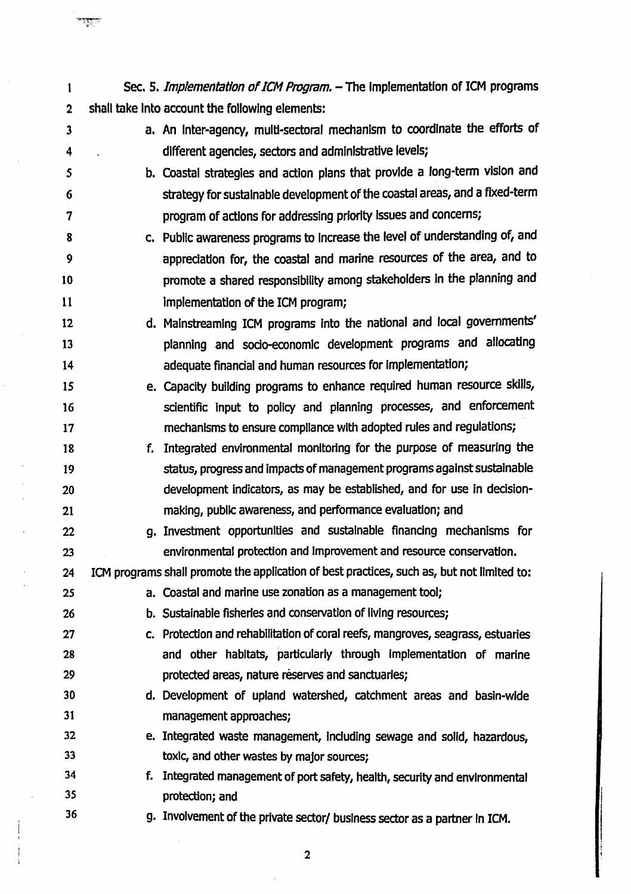Sec. 5. *Implementation of ICM Program.* – The implementation of ICM programs shall take into account the following elements:

a. An inter-agency, multi-sectoral mechanism to coordinate the efforts of different agencies, sectors and administrative levels;

b. Coastal strategies and action plans that provide a long-term vision and strategy for sustainable development of the coastal areas, and a fixed-term program of actions for addressing priority issues and concerns;

c. Public awareness programs to increase the level of understanding of, and appreciation for, the coastal and marine resources of the area, and to promote a shared responsibility among stakeholders in the planning and implementation of the ICM program;

d. Mainstreaming ICM programs into the national and local governments' planning and socio-economic development programs and allocating adequate financial and human resources for implementation;

e. Capacity building programs to enhance required human resource skills, scientific input to policy and planning processes, and enforcement mechanisms to ensure compliance with adopted rules and regulations;

f. Integrated environmental monitoring for the purpose of measuring the status, progress and impacts of management programs against sustainable development indicators, as may be established, and for use in decision-making, public awareness, and performance evaluation; and

g. Investment opportunities and sustainable financing mechanisms for environmental protection and improvement and resource conservation.

ICM programs shall promote the application of best practices, such as, but not limited to:

a. Coastal and marine use zonation as a management tool;

b. Sustainable fisheries and conservation of living resources;

c. Protection and rehabilitation of coral reefs, mangroves, seagrass, estuaries and other habitats, particularly through implementation of marine protected areas, nature reserves and sanctuaries;

d. Development of upland watershed, catchment areas and basin-wide management approaches;

e. Integrated waste management, including sewage and solid, hazardous, toxic, and other wastes by major sources;

f. Integrated management of port safety, health, security and environmental protection; and

g. Involvement of the private sector/ business sector as a partner in ICM.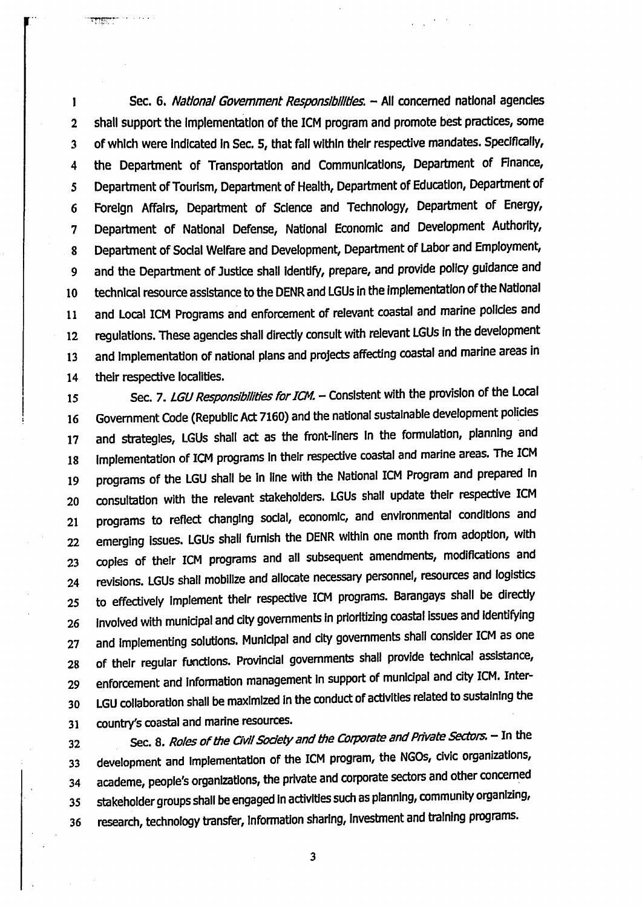Sec. 6. *National Government Responsibilities.* – All concerned national agencies shall support the implementation of the ICM program and promote best practices, some of which were indicated in Sec. 5, that fall within their respective mandates. Specifically, the Department of Transportation and Communications, Department of Finance, Department of Tourism, Department of Health, Department of Education, Department of Foreign Affairs, Department of Science and Technology, Department of Energy, Department of National Defense, National Economic and Development Authority, Department of Social Welfare and Development, Department of Labor and Employment, and the Department of Justice shall identify, prepare, and provide policy guidance and technical resource assistance to the DENR and LGUs in the implementation of the National and Local ICM Programs and enforcement of relevant coastal and marine policies and regulations. These agencies shall directly consult with relevant LGUs in the development and implementation of national plans and projects affecting coastal and marine areas in their respective localities.

Sec. 7. *LGU Responsibilities for ICM.* – Consistent with the provision of the Local Government Code (Republic Act 7160) and the national sustainable development policies and strategies, LGUs shall act as the front-liners in the formulation, planning and implementation of ICM programs in their respective coastal and marine areas. The ICM programs of the LGU shall be in line with the National ICM Program and prepared in consultation with the relevant stakeholders. LGUs shall update their respective ICM programs to reflect changing social, economic, and environmental conditions and emerging issues. LGUs shall furnish the DENR within one month from adoption, with copies of their ICM programs and all subsequent amendments, modifications and revisions. LGUs shall mobilize and allocate necessary personnel, resources and logistics to effectively implement their respective ICM programs. Barangays shall be directly involved with municipal and city governments in prioritizing coastal issues and identifying and implementing solutions. Municipal and city governments shall consider ICM as one of their regular functions. Provincial governments shall provide technical assistance, enforcement and information management in support of municipal and city ICM. Inter-LGU collaboration shall be maximized in the conduct of activities related to sustaining the country's coastal and marine resources.

Sec. 8. *Roles of the Civil Society and the Corporate and Private Sectors.* – In the development and implementation of the ICM program, the NGOs, civic organizations, academe, people's organizations, the private and corporate sectors and other concerned stakeholder groups shall be engaged in activities such as planning, community organizing, research, technology transfer, information sharing, investment and training programs.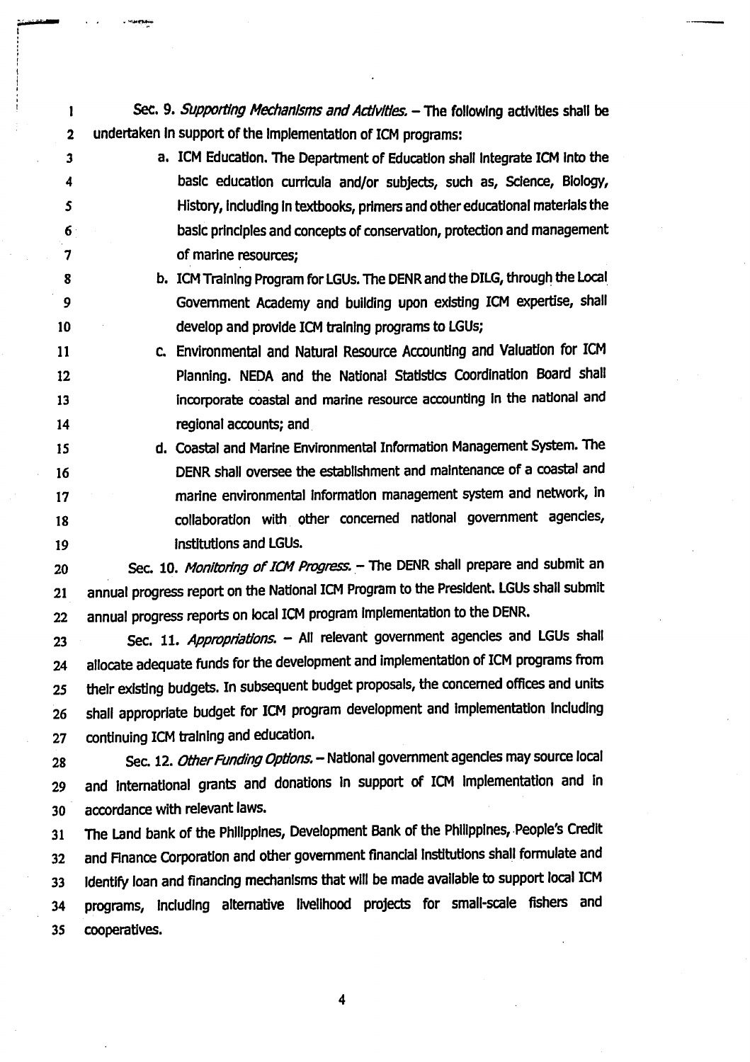Sec. 9. *Supporting Mechanisms and Activities.* – The following activities shall be undertaken in support of the implementation of ICM programs:

a. ICM Education. The Department of Education shall integrate ICM into the basic education curricula and/or subjects, such as, Science, Biology, History, including in textbooks, primers and other educational materials the basic principles and concepts of conservation, protection and management of marine resources;

b. ICM Training Program for LGUs. The DENR and the DILG, through the Local Government Academy and building upon existing ICM expertise, shall develop and provide ICM training programs to LGUs;

c. Environmental and Natural Resource Accounting and Valuation for ICM Planning. NEDA and the National Statistics Coordination Board shall incorporate coastal and marine resource accounting in the national and regional accounts; and

d. Coastal and Marine Environmental Information Management System. The DENR shall oversee the establishment and maintenance of a coastal and marine environmental information management system and network, in collaboration with other concerned national government agencies, institutions and LGUs.

Sec. 10. *Monitoring of ICM Progress.* – The DENR shall prepare and submit an annual progress report on the National ICM Program to the President. LGUs shall submit annual progress reports on local ICM program implementation to the DENR.

Sec. 11. *Appropriations.* – All relevant government agencies and LGUs shall allocate adequate funds for the development and implementation of ICM programs from their existing budgets. In subsequent budget proposals, the concerned offices and units shall appropriate budget for ICM program development and implementation including continuing ICM training and education.

Sec. 12. *Other Funding Options.* – National government agencies may source local and international grants and donations in support of ICM implementation and in accordance with relevant laws.

The Land bank of the Philippines, Development Bank of the Philippines, People's Credit and Finance Corporation and other government financial institutions shall formulate and identify loan and financing mechanisms that will be made available to support local ICM programs, including alternative livelihood projects for small-scale fishers and cooperatives.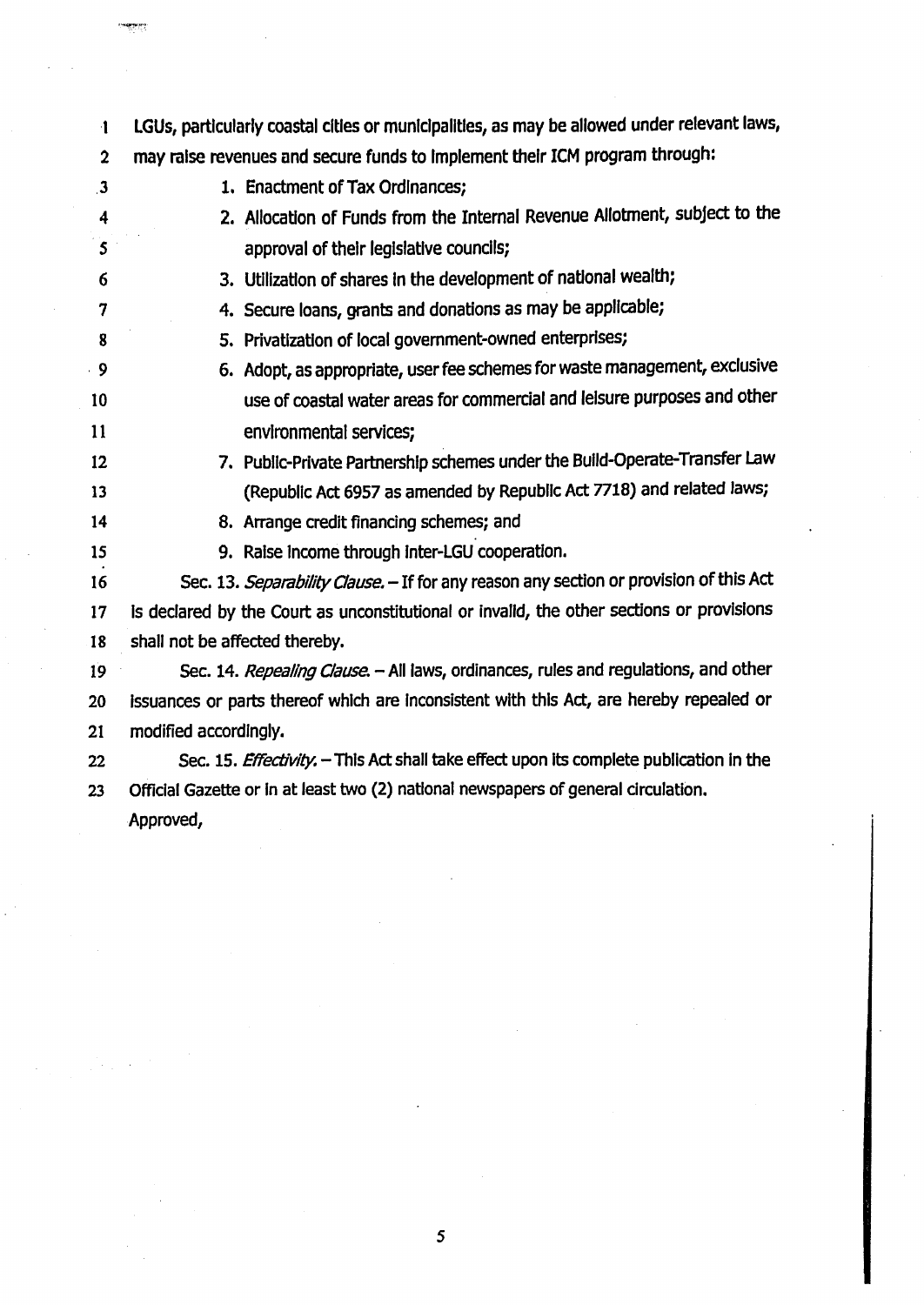LGUs, particularly coastal cities or municipalities, as may be allowed under relevant laws, may raise revenues and secure funds to implement their ICM program through:

1. Enactment of Tax Ordinances;
2. Allocation of Funds from the Internal Revenue Allotment, subject to the approval of their legislative councils;
3. Utilization of shares in the development of national wealth;
4. Secure loans, grants and donations as may be applicable;
5. Privatization of local government-owned enterprises;
6. Adopt, as appropriate, user fee schemes for waste management, exclusive use of coastal water areas for commercial and leisure purposes and other environmental services;
7. Public-Private Partnership schemes under the Build-Operate-Transfer Law (Republic Act 6957 as amended by Republic Act 7718) and related laws;
8. Arrange credit financing schemes; and
9. Raise income through inter-LGU cooperation.

Sec. 13. *Separability Clause.* – If for any reason any section or provision of this Act is declared by the Court as unconstitutional or invalid, the other sections or provisions shall not be affected thereby.

Sec. 14. *Repealing Clause.* – All laws, ordinances, rules and regulations, and other issuances or parts thereof which are inconsistent with this Act, are hereby repealed or modified accordingly.

Sec. 15. *Effectivity.* – This Act shall take effect upon its complete publication in the Official Gazette or in at least two (2) national newspapers of general circulation.

Approved,